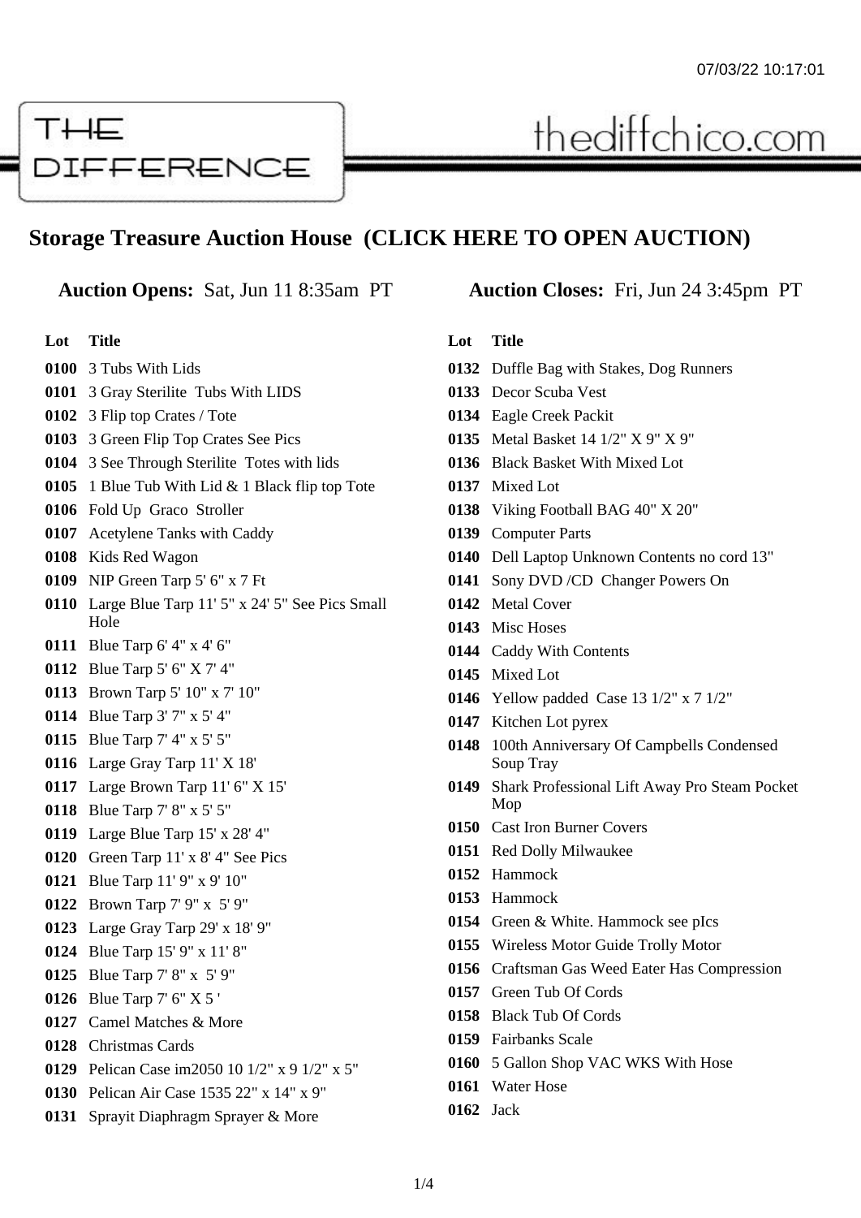THE DIFFERENCE

thediffchico.com

## Storage Treasure Auction House (CLICK HERE TO OPEN AUCTION)

**Auction Opens:** Sat, Jun 11 8:35am PT

**Auction Closes:** Fri, Jun 24 3:45pm PT

| Lot | Title |
|---|---|
| 0100 | 3 Tubs With Lids |
| 0101 | 3 Gray Sterilite Tubs With LIDS |
| 0102 | 3 Flip top Crates / Tote |
| 0103 | 3 Green Flip Top Crates See Pics |
| 0104 | 3 See Through Sterilite Totes with lids |
| 0105 | 1 Blue Tub With Lid & 1 Black flip top Tote |
| 0106 | Fold Up Graco Stroller |
| 0107 | Acetylene Tanks with Caddy |
| 0108 | Kids Red Wagon |
| 0109 | NIP Green Tarp 5' 6" x 7 Ft |
| 0110 | Large Blue Tarp 11' 5" x 24' 5" See Pics Small Hole |
| 0111 | Blue Tarp 6' 4" x 4' 6" |
| 0112 | Blue Tarp 5' 6" X 7' 4" |
| 0113 | Brown Tarp 5' 10" x 7' 10" |
| 0114 | Blue Tarp 3' 7" x 5' 4" |
| 0115 | Blue Tarp 7' 4" x 5' 5" |
| 0116 | Large Gray Tarp 11' X 18' |
| 0117 | Large Brown Tarp 11' 6" X 15' |
| 0118 | Blue Tarp 7' 8" x 5' 5" |
| 0119 | Large Blue Tarp 15' x 28' 4" |
| 0120 | Green Tarp 11' x 8' 4" See Pics |
| 0121 | Blue Tarp 11' 9" x 9' 10" |
| 0122 | Brown Tarp 7' 9" x 5' 9" |
| 0123 | Large Gray Tarp 29' x 18' 9" |
| 0124 | Blue Tarp 15' 9" x 11' 8" |
| 0125 | Blue Tarp 7' 8" x 5' 9" |
| 0126 | Blue Tarp 7' 6" X 5 ' |
| 0127 | Camel Matches & More |
| 0128 | Christmas Cards |
| 0129 | Pelican Case im2050 10 1/2" x 9 1/2" x 5" |
| 0130 | Pelican Air Case 1535 22" x 14" x 9" |
| 0131 | Sprayit Diaphragm Sprayer & More |
| 0132 | Duffle Bag with Stakes, Dog Runners |
| 0133 | Decor Scuba Vest |
| 0134 | Eagle Creek Packit |
| 0135 | Metal Basket 14 1/2" X 9" X 9" |
| 0136 | Black Basket With Mixed Lot |
| 0137 | Mixed Lot |
| 0138 | Viking Football BAG 40" X 20" |
| 0139 | Computer Parts |
| 0140 | Dell Laptop Unknown Contents no cord 13" |
| 0141 | Sony DVD /CD Changer Powers On |
| 0142 | Metal Cover |
| 0143 | Misc Hoses |
| 0144 | Caddy With Contents |
| 0145 | Mixed Lot |
| 0146 | Yellow padded Case 13 1/2" x 7 1/2" |
| 0147 | Kitchen Lot pyrex |
| 0148 | 100th Anniversary Of Campbells Condensed Soup Tray |
| 0149 | Shark Professional Lift Away Pro Steam Pocket Mop |
| 0150 | Cast Iron Burner Covers |
| 0151 | Red Dolly Milwaukee |
| 0152 | Hammock |
| 0153 | Hammock |
| 0154 | Green & White. Hammock see pIcs |
| 0155 | Wireless Motor Guide Trolly Motor |
| 0156 | Craftsman Gas Weed Eater Has Compression |
| 0157 | Green Tub Of Cords |
| 0158 | Black Tub Of Cords |
| 0159 | Fairbanks Scale |
| 0160 | 5 Gallon Shop VAC WKS With Hose |
| 0161 | Water Hose |
| 0162 | Jack |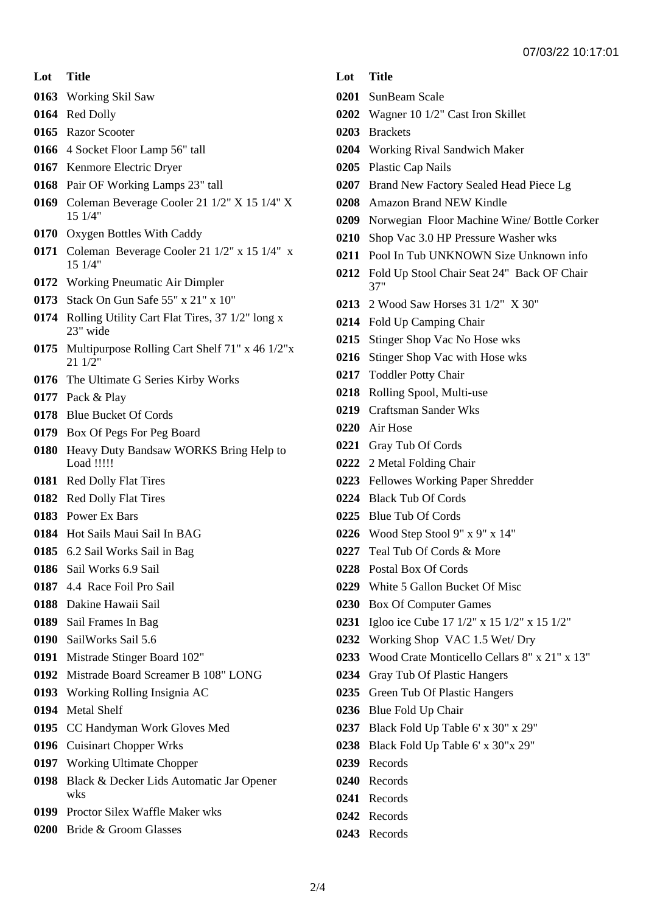| Lot | Title |
| --- | --- |
| 0163 | Working Skil Saw |
| 0164 | Red Dolly |
| 0165 | Razor Scooter |
| 0166 | 4 Socket Floor Lamp 56" tall |
| 0167 | Kenmore Electric Dryer |
| 0168 | Pair OF Working Lamps 23" tall |
| 0169 | Coleman Beverage Cooler 21 1/2" X 15 1/4" X 15 1/4" |
| 0170 | Oxygen Bottles With Caddy |
| 0171 | Coleman Beverage Cooler 21 1/2" x 15 1/4" x 15 1/4" |
| 0172 | Working Pneumatic Air Dimpler |
| 0173 | Stack On Gun Safe 55" x 21" x 10" |
| 0174 | Rolling Utility Cart Flat Tires, 37 1/2" long x 23" wide |
| 0175 | Multipurpose Rolling Cart Shelf 71" x 46 1/2"x 21 1/2" |
| 0176 | The Ultimate G Series Kirby Works |
| 0177 | Pack & Play |
| 0178 | Blue Bucket Of Cords |
| 0179 | Box Of Pegs For Peg Board |
| 0180 | Heavy Duty Bandsaw WORKS Bring Help to Load !!!!! |
| 0181 | Red Dolly Flat Tires |
| 0182 | Red Dolly Flat Tires |
| 0183 | Power Ex Bars |
| 0184 | Hot Sails Maui Sail In BAG |
| 0185 | 6.2 Sail Works Sail in Bag |
| 0186 | Sail Works 6.9 Sail |
| 0187 | 4.4 Race Foil Pro Sail |
| 0188 | Dakine Hawaii Sail |
| 0189 | Sail Frames In Bag |
| 0190 | SailWorks Sail 5.6 |
| 0191 | Mistrade Stinger Board 102" |
| 0192 | Mistrade Board Screamer B 108" LONG |
| 0193 | Working Rolling Insignia AC |
| 0194 | Metal Shelf |
| 0195 | CC Handyman Work Gloves Med |
| 0196 | Cuisinart Chopper Wrks |
| 0197 | Working Ultimate Chopper |
| 0198 | Black & Decker Lids Automatic Jar Opener wks |
| 0199 | Proctor Silex Waffle Maker wks |
| 0200 | Bride & Groom Glasses |
| 0201 | SunBeam Scale |
| 0202 | Wagner 10 1/2" Cast Iron Skillet |
| 0203 | Brackets |
| 0204 | Working Rival Sandwich Maker |
| 0205 | Plastic Cap Nails |
| 0207 | Brand New Factory Sealed Head Piece Lg |
| 0208 | Amazon Brand NEW Kindle |
| 0209 | Norwegian Floor Machine Wine/ Bottle Corker |
| 0210 | Shop Vac 3.0 HP Pressure Washer wks |
| 0211 | Pool In Tub UNKNOWN Size Unknown info |
| 0212 | Fold Up Stool Chair Seat 24" Back OF Chair 37" |
| 0213 | 2 Wood Saw Horses 31 1/2" X 30" |
| 0214 | Fold Up Camping Chair |
| 0215 | Stinger Shop Vac No Hose wks |
| 0216 | Stinger Shop Vac with Hose wks |
| 0217 | Toddler Potty Chair |
| 0218 | Rolling Spool, Multi-use |
| 0219 | Craftsman Sander Wks |
| 0220 | Air Hose |
| 0221 | Gray Tub Of Cords |
| 0222 | 2 Metal Folding Chair |
| 0223 | Fellowes Working Paper Shredder |
| 0224 | Black Tub Of Cords |
| 0225 | Blue Tub Of Cords |
| 0226 | Wood Step Stool 9" x 9" x 14" |
| 0227 | Teal Tub Of Cords & More |
| 0228 | Postal Box Of Cords |
| 0229 | White 5 Gallon Bucket Of Misc |
| 0230 | Box Of Computer Games |
| 0231 | Igloo ice Cube 17 1/2" x 15 1/2" x 15 1/2" |
| 0232 | Working Shop VAC 1.5 Wet/ Dry |
| 0233 | Wood Crate Monticello Cellars 8" x 21" x 13" |
| 0234 | Gray Tub Of Plastic Hangers |
| 0235 | Green Tub Of Plastic Hangers |
| 0236 | Blue Fold Up Chair |
| 0237 | Black Fold Up Table 6' x 30" x 29" |
| 0238 | Black Fold Up Table 6' x 30"x 29" |
| 0239 | Records |
| 0240 | Records |
| 0241 | Records |
| 0242 | Records |
| 0243 | Records |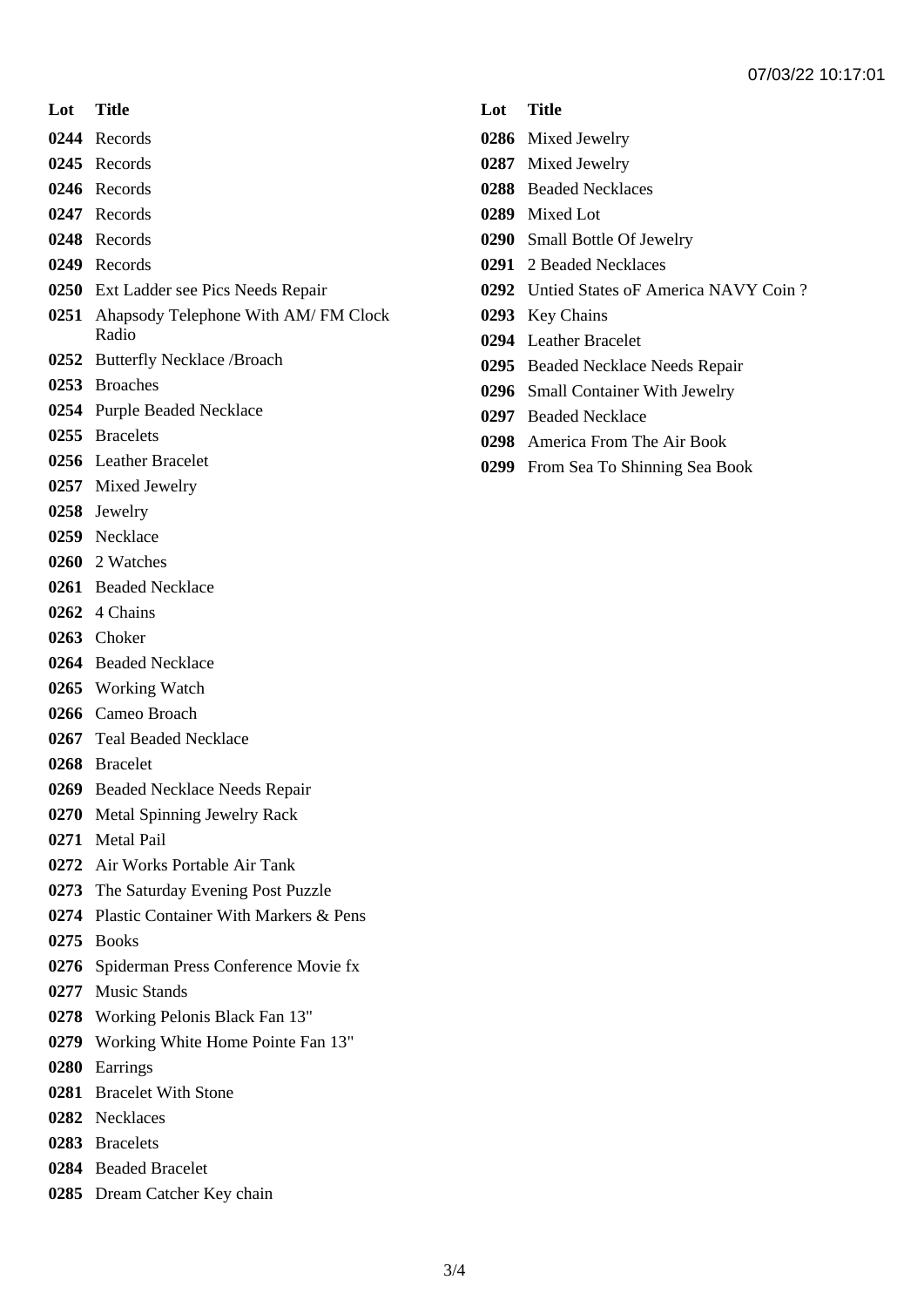| Lot | Title |
| --- | --- |
| 0244 | Records |
| 0245 | Records |
| 0246 | Records |
| 0247 | Records |
| 0248 | Records |
| 0249 | Records |
| 0250 | Ext Ladder see Pics Needs Repair |
| 0251 | Ahapsody Telephone With AM/ FM Clock Radio |
| 0252 | Butterfly Necklace /Broach |
| 0253 | Broaches |
| 0254 | Purple Beaded Necklace |
| 0255 | Bracelets |
| 0256 | Leather Bracelet |
| 0257 | Mixed Jewelry |
| 0258 | Jewelry |
| 0259 | Necklace |
| 0260 | 2 Watches |
| 0261 | Beaded Necklace |
| 0262 | 4 Chains |
| 0263 | Choker |
| 0264 | Beaded Necklace |
| 0265 | Working Watch |
| 0266 | Cameo Broach |
| 0267 | Teal Beaded Necklace |
| 0268 | Bracelet |
| 0269 | Beaded Necklace Needs Repair |
| 0270 | Metal Spinning Jewelry Rack |
| 0271 | Metal Pail |
| 0272 | Air Works Portable Air Tank |
| 0273 | The Saturday Evening Post Puzzle |
| 0274 | Plastic Container With Markers & Pens |
| 0275 | Books |
| 0276 | Spiderman Press Conference Movie fx |
| 0277 | Music Stands |
| 0278 | Working Pelonis Black Fan 13" |
| 0279 | Working White Home Pointe Fan 13" |
| 0280 | Earrings |
| 0281 | Bracelet With Stone |
| 0282 | Necklaces |
| 0283 | Bracelets |
| 0284 | Beaded Bracelet |
| 0285 | Dream Catcher Key chain |
| 0286 | Mixed Jewelry |
| 0287 | Mixed Jewelry |
| 0288 | Beaded Necklaces |
| 0289 | Mixed Lot |
| 0290 | Small Bottle Of Jewelry |
| 0291 | 2 Beaded Necklaces |
| 0292 | Untied States oF America NAVY Coin ? |
| 0293 | Key Chains |
| 0294 | Leather Bracelet |
| 0295 | Beaded Necklace Needs Repair |
| 0296 | Small Container With Jewelry |
| 0297 | Beaded Necklace |
| 0298 | America From The Air Book |
| 0299 | From Sea To Shinning Sea Book |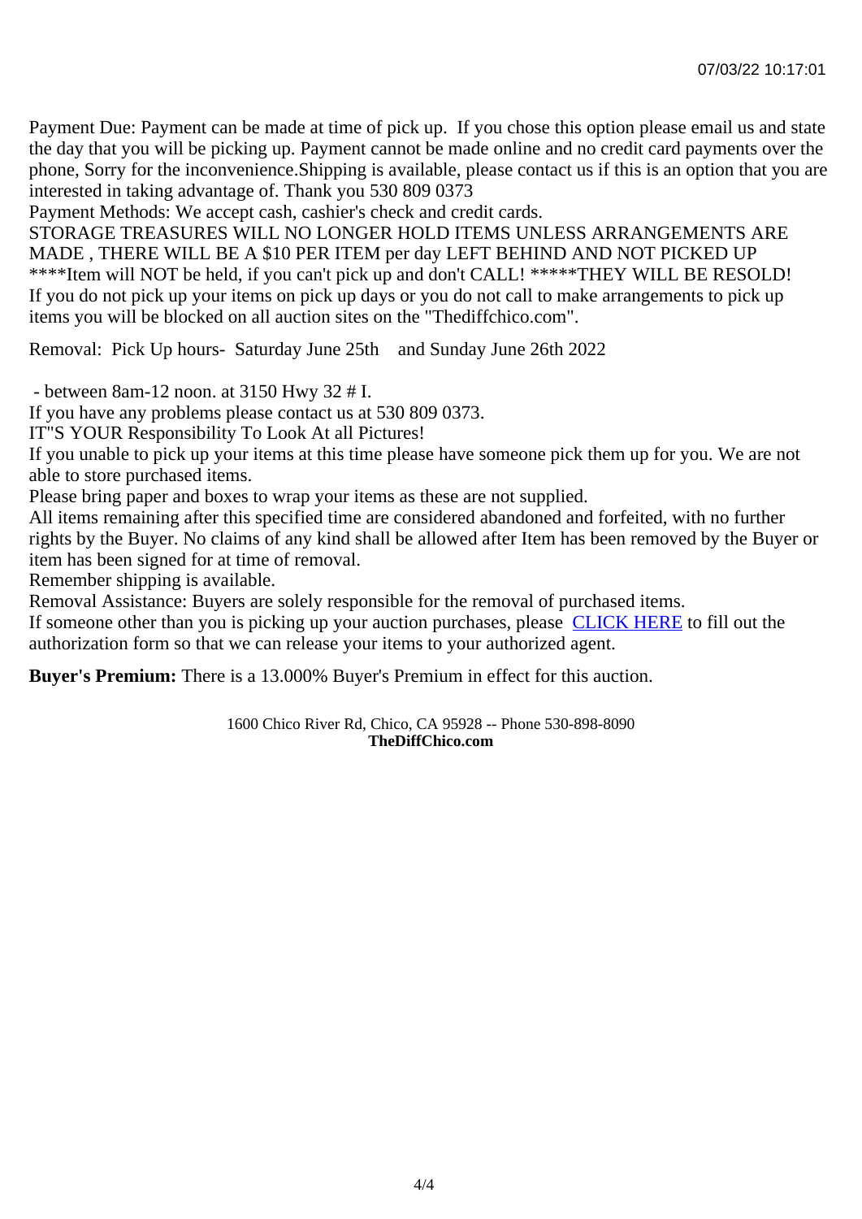Payment Due: Payment can be made at time of pick up. If you chose this option please email us and state the day that you will be picking up. Payment cannot be made online and no credit card payments over the phone, Sorry for the inconvenience.Shipping is available, please contact us if this is an option that you are interested in taking advantage of. Thank you 530 809 0373
Payment Methods: We accept cash, cashier's check and credit cards.
STORAGE TREASURES WILL NO LONGER HOLD ITEMS UNLESS ARRANGEMENTS ARE MADE , THERE WILL BE A $10 PER ITEM per day LEFT BEHIND AND NOT PICKED UP ****Item will NOT be held, if you can't pick up and don't CALL! *****THEY WILL BE RESOLD! If you do not pick up your items on pick up days or you do not call to make arrangements to pick up items you will be blocked on all auction sites on the "Thediffchico.com".

Removal: Pick Up hours- Saturday June 25th and Sunday June 26th 2022

- between 8am-12 noon. at 3150 Hwy 32 # I.
If you have any problems please contact us at 530 809 0373.
IT"S YOUR Responsibility To Look At all Pictures!
If you unable to pick up your items at this time please have someone pick them up for you. We are not able to store purchased items.
Please bring paper and boxes to wrap your items as these are not supplied.
All items remaining after this specified time are considered abandoned and forfeited, with no further rights by the Buyer. No claims of any kind shall be allowed after Item has been removed by the Buyer or item has been signed for at time of removal.
Remember shipping is available.
Removal Assistance: Buyers are solely responsible for the removal of purchased items.
If someone other than you is picking up your auction purchases, please CLICK HERE to fill out the authorization form so that we can release your items to your authorized agent.

**Buyer's Premium:** There is a 13.000% Buyer's Premium in effect for this auction.

1600 Chico River Rd, Chico, CA 95928 -- Phone 530-898-8090
**TheDiffChico.com**